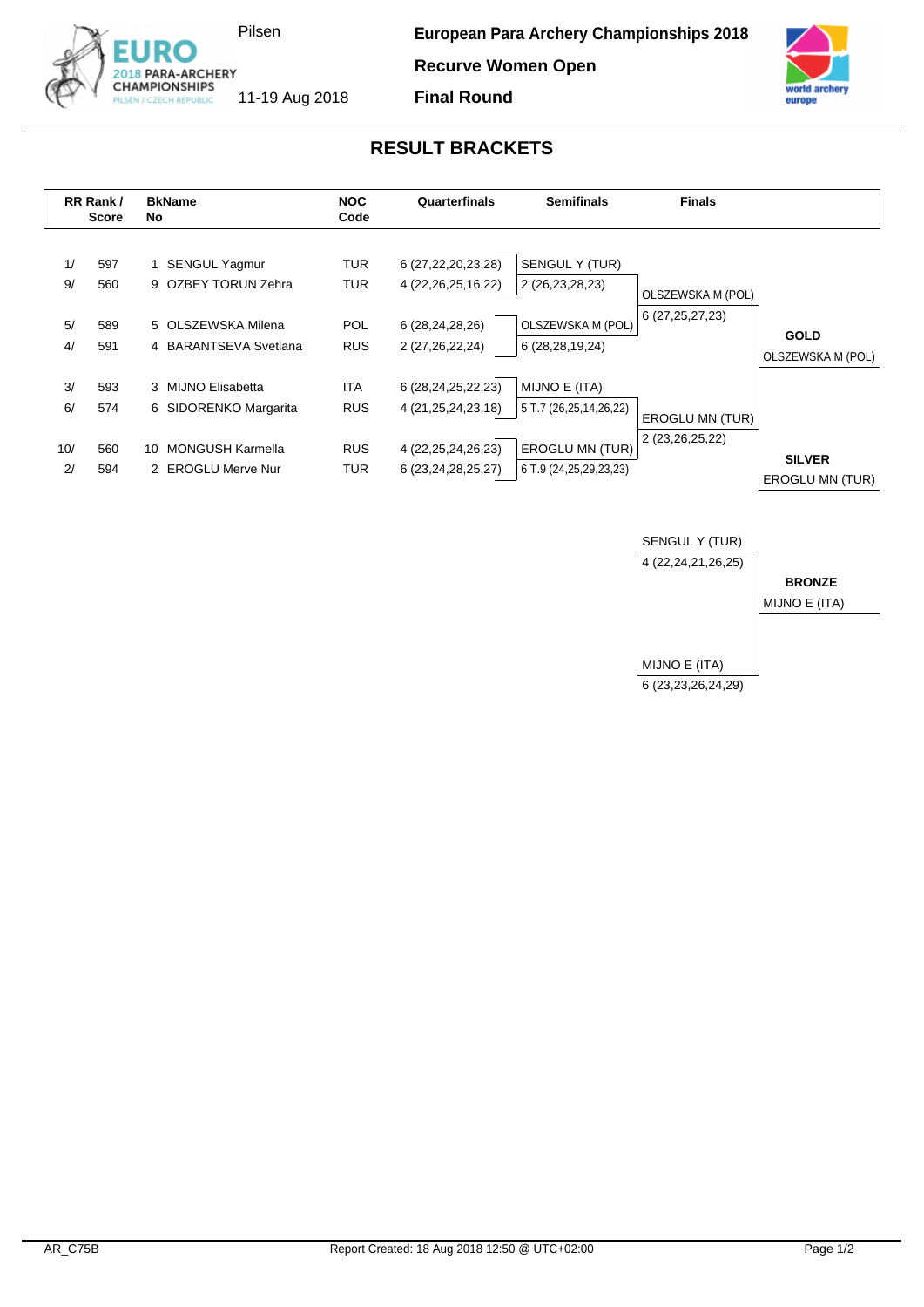Pilsen

11-19 Aug 2018

**European Para Archery Championships 2018**

**Recurve Women Open**

**Final Round**

# RESULT BRACKETS

| RR Rank / Score | | BkName No | | NOC Code | Quarterfinals | Semifinals | Finals | |
|---|---|---|---|---|---|---|---|---|
| 1/ | 597 | 1 | SENGUL Yagmur | TUR | 6 (27,22,20,23,28) | SENGUL Y (TUR) | | |
| 9/ | 560 | 9 | OZBEY TORUN Zehra | TUR | 4 (22,26,25,16,22) | 2 (26,23,28,23) | OLSZEWSKA M (POL) | |
| 5/ | 589 | 5 | OLSZEWSKA Milena | POL | 6 (28,24,28,26) | OLSZEWSKA M (POL) | 6 (27,25,27,23) | **GOLD** |
| 4/ | 591 | 4 | BARANTSEVA Svetlana | RUS | 2 (27,26,22,24) | 6 (28,28,19,24) | | OLSZEWSKA M (POL) |
| 3/ | 593 | 3 | MIJNO Elisabetta | ITA | 6 (28,24,25,22,23) | MIJNO E (ITA) | | |
| 6/ | 574 | 6 | SIDORENKO Margarita | RUS | 4 (21,25,24,23,18) | 5 T.7 (26,25,14,26,22) | EROGLU MN (TUR) | |
| 10/ | 560 | 10 | MONGUSH Karmella | RUS | 4 (22,25,24,26,23) | EROGLU MN (TUR) | 2 (23,26,25,22) | **SILVER** |
| 2/ | 594 | 2 | EROGLU Merve Nur | TUR | 6 (23,24,28,25,27) | 6 T.9 (24,25,29,23,23) | | EROGLU MN (TUR) |

| Bronze Match | |
|---|---|
| SENGUL Y (TUR) | |
| 4 (22,24,21,26,25) | **BRONZE** |
| | MIJNO E (ITA) |
| MIJNO E (ITA) | |
| 6 (23,23,26,24,29) | |

AR_C75B

Report Created: 18 Aug 2018 12:50 @ UTC+02:00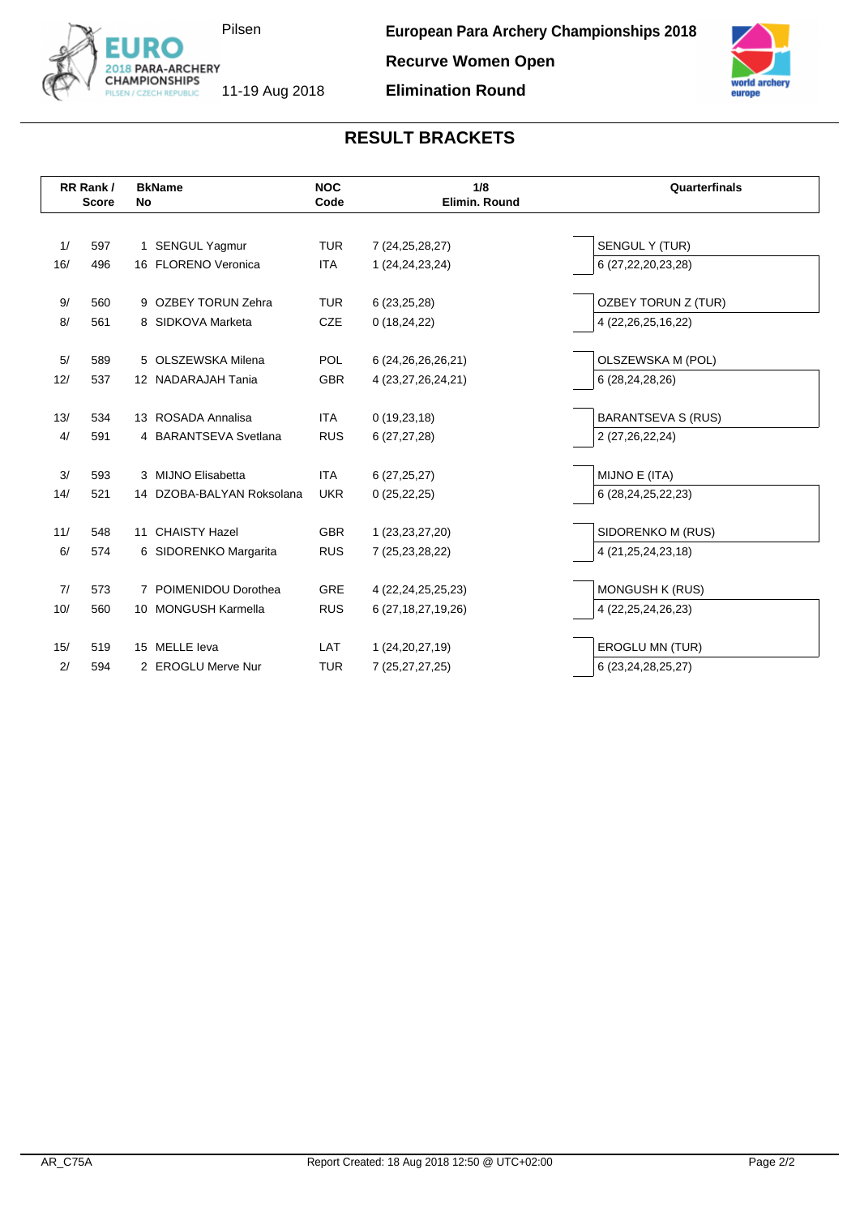European Para Archery Championships 2018

Recurve Women Open

Elimination Round

Pilsen 11-19 Aug 2018

## RESULT BRACKETS

| RR Rank / | Score | BkName No | | NOC Code | 1/8 Elimin. Round | Quarterfinals |
|---|---|---|---|---|---|---|
| 1/ | 597 | 1 | SENGUL Yagmur | TUR | 7 (24,25,28,27) | SENGUL Y (TUR) |
| 16/ | 496 | 16 | FLORENO Veronica | ITA | 1 (24,24,23,24) | 6 (27,22,20,23,28) |
| 9/ | 560 | 9 | OZBEY TORUN Zehra | TUR | 6 (23,25,28) | OZBEY TORUN Z (TUR) |
| 8/ | 561 | 8 | SIDKOVA Marketa | CZE | 0 (18,24,22) | 4 (22,26,25,16,22) |
| 5/ | 589 | 5 | OLSZEWSKA Milena | POL | 6 (24,26,26,26,21) | OLSZEWSKA M (POL) |
| 12/ | 537 | 12 | NADARAJAH Tania | GBR | 4 (23,27,26,24,21) | 6 (28,24,28,26) |
| 13/ | 534 | 13 | ROSADA Annalisa | ITA | 0 (19,23,18) | BARANTSEVA S (RUS) |
| 4/ | 591 | 4 | BARANTSEVA Svetlana | RUS | 6 (27,27,28) | 2 (27,26,22,24) |
| 3/ | 593 | 3 | MIJNO Elisabetta | ITA | 6 (27,25,27) | MIJNO E (ITA) |
| 14/ | 521 | 14 | DZOBA-BALYAN Roksolana | UKR | 0 (25,22,25) | 6 (28,24,25,22,23) |
| 11/ | 548 | 11 | CHAISTY Hazel | GBR | 1 (23,23,27,20) | SIDORENKO M (RUS) |
| 6/ | 574 | 6 | SIDORENKO Margarita | RUS | 7 (25,23,28,22) | 4 (21,25,24,23,18) |
| 7/ | 573 | 7 | POIMENIDOU Dorothea | GRE | 4 (22,24,25,25,23) | MONGUSH K (RUS) |
| 10/ | 560 | 10 | MONGUSH Karmella | RUS | 6 (27,18,27,19,26) | 4 (22,25,24,26,23) |
| 15/ | 519 | 15 | MELLE Ieva | LAT | 1 (24,20,27,19) | EROGLU MN (TUR) |
| 2/ | 594 | 2 | EROGLU Merve Nur | TUR | 7 (25,27,27,25) | 6 (23,24,28,25,27) |

AR_C75A Report Created: 18 Aug 2018 12:50 @ UTC+02:00